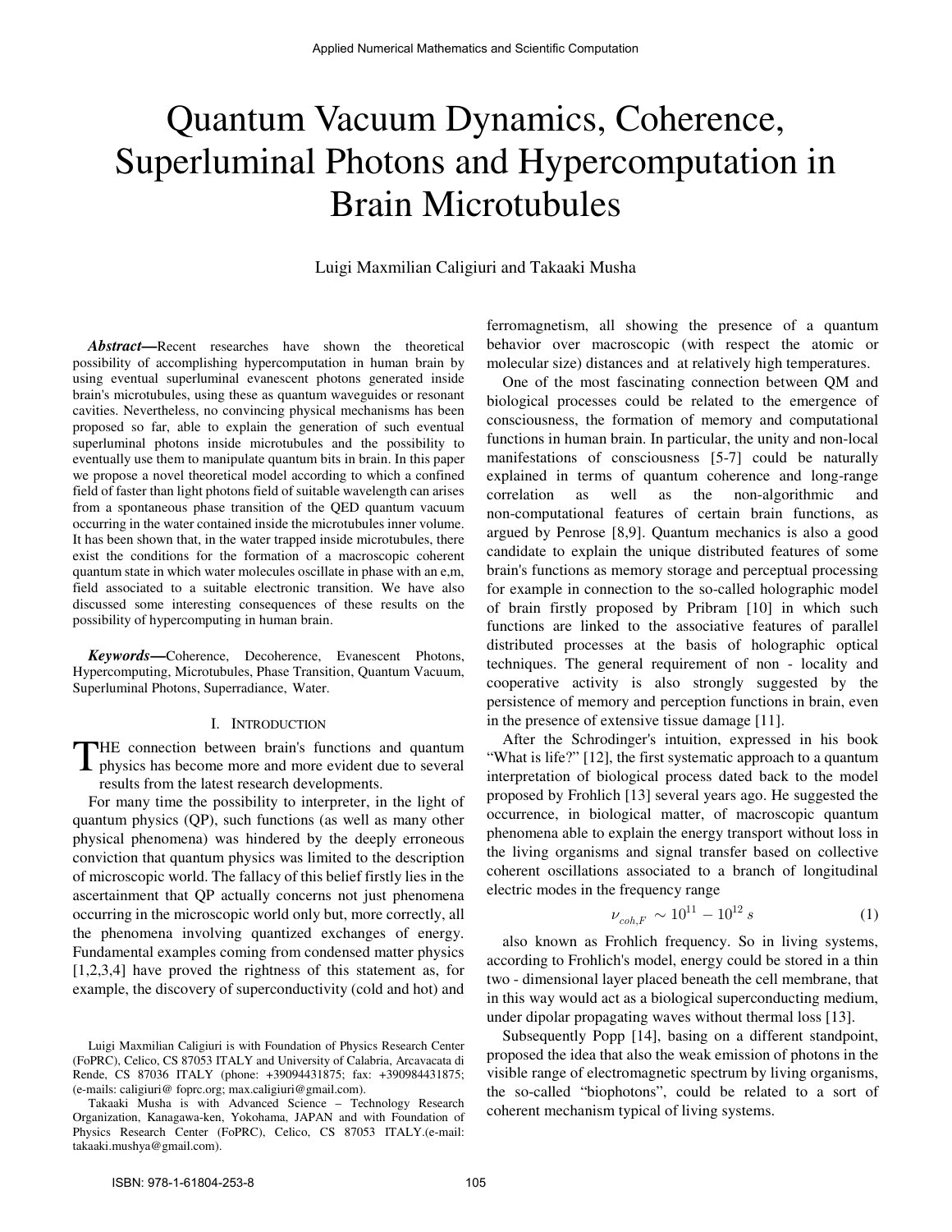# Quantum Vacuum Dynamics, Coherence, Superluminal Photons and Hypercomputation in Brain Microtubules

Luigi Maxmilian Caligiuri and Takaaki Musha

***Abstract*****—**Recent researches have shown the theoretical possibility of accomplishing hypercomputation in human brain by using eventual superluminal evanescent photons generated inside brain's microtubules, using these as quantum waveguides or resonant cavities. Nevertheless, no convincing physical mechanisms has been proposed so far, able to explain the generation of such eventual superluminal photons inside microtubules and the possibility to eventually use them to manipulate quantum bits in brain. In this paper we propose a novel theoretical model according to which a confined field of faster than light photons field of suitable wavelength can arises from a spontaneous phase transition of the QED quantum vacuum occurring in the water contained inside the microtubules inner volume. It has been shown that, in the water trapped inside microtubules, there exist the conditions for the formation of a macroscopic coherent quantum state in which water molecules oscillate in phase with an e,m, field associated to a suitable electronic transition. We have also discussed some interesting consequences of these results on the possibility of hypercomputing in human brain.

***Keywords*****—**Coherence, Decoherence, Evanescent Photons, Hypercomputing, Microtubules, Phase Transition, Quantum Vacuum, Superluminal Photons, Superradiance, Water.

## I. Introduction

THE connection between brain's functions and quantum physics has become more and more evident due to several results from the latest research developments.

For many time the possibility to interpreter, in the light of quantum physics (QP), such functions (as well as many other physical phenomena) was hindered by the deeply erroneous conviction that quantum physics was limited to the description of microscopic world. The fallacy of this belief firstly lies in the ascertainment that QP actually concerns not just phenomena occurring in the microscopic world only but, more correctly, all the phenomena involving quantized exchanges of energy. Fundamental examples coming from condensed matter physics [1,2,3,4] have proved the rightness of this statement as, for example, the discovery of superconductivity (cold and hot) and ferromagnetism, all showing the presence of a quantum behavior over macroscopic (with respect the atomic or molecular size) distances and at relatively high temperatures.

One of the most fascinating connection between QM and biological processes could be related to the emergence of consciousness, the formation of memory and computational functions in human brain. In particular, the unity and non-local manifestations of consciousness [5-7] could be naturally explained in terms of quantum coherence and long-range correlation as well as the non-algorithmic and non-computational features of certain brain functions, as argued by Penrose [8,9]. Quantum mechanics is also a good candidate to explain the unique distributed features of some brain's functions as memory storage and perceptual processing for example in connection to the so-called holographic model of brain firstly proposed by Pribram [10] in which such functions are linked to the associative features of parallel distributed processes at the basis of holographic optical techniques. The general requirement of non - locality and cooperative activity is also strongly suggested by the persistence of memory and perception functions in brain, even in the presence of extensive tissue damage [11].

After the Schrodinger's intuition, expressed in his book "What is life?" [12], the first systematic approach to a quantum interpretation of biological process dated back to the model proposed by Frohlich [13] several years ago. He suggested the occurrence, in biological matter, of macroscopic quantum phenomena able to explain the energy transport without loss in the living organisms and signal transfer based on collective coherent oscillations associated to a branch of longitudinal electric modes in the frequency range

$$\nu_{coh,F} \sim 10^{11} - 10^{12}\, s \tag{1}$$

also known as Frohlich frequency. So in living systems, according to Frohlich's model, energy could be stored in a thin two - dimensional layer placed beneath the cell membrane, that in this way would act as a biological superconducting medium, under dipolar propagating waves without thermal loss [13].

Subsequently Popp [14], basing on a different standpoint, proposed the idea that also the weak emission of photons in the visible range of electromagnetic spectrum by living organisms, the so-called "biophotons", could be related to a sort of coherent mechanism typical of living systems.

Luigi Maxmilian Caligiuri is with Foundation of Physics Research Center (FoPRC), Celico, CS 87053 ITALY and University of Calabria, Arcavacata di Rende, CS 87036 ITALY (phone: +39094431875; fax: +390984431875; (e-mails: caligiuri@ foprc.org; max.caligiuri@gmail.com).

Takaaki Musha is with Advanced Science – Technology Research Organization, Kanagawa-ken, Yokohama, JAPAN and with Foundation of Physics Research Center (FoPRC), Celico, CS 87053 ITALY.(e-mail: takaaki.mushya@gmail.com).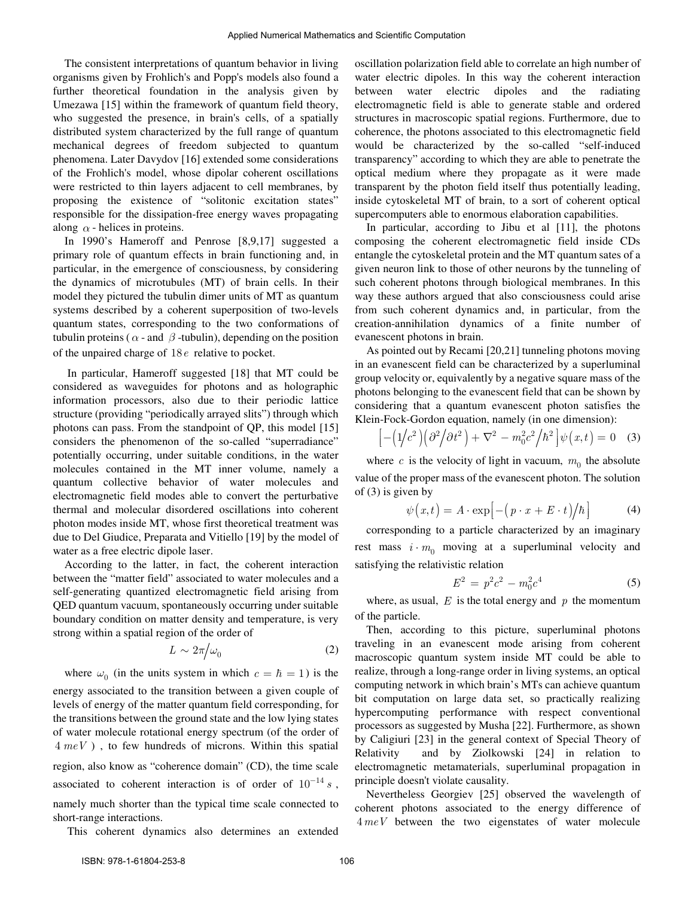The consistent interpretations of quantum behavior in living organisms given by Frohlich's and Popp's models also found a further theoretical foundation in the analysis given by Umezawa [15] within the framework of quantum field theory, who suggested the presence, in brain's cells, of a spatially distributed system characterized by the full range of quantum mechanical degrees of freedom subjected to quantum phenomena. Later Davydov [16] extended some considerations of the Frohlich's model, whose dipolar coherent oscillations were restricted to thin layers adjacent to cell membranes, by proposing the existence of "solitonic excitation states" responsible for the dissipation-free energy waves propagating along $\alpha$ - helices in proteins.

In 1990's Hameroff and Penrose [8,9,17] suggested a primary role of quantum effects in brain functioning and, in particular, in the emergence of consciousness, by considering the dynamics of microtubules (MT) of brain cells. In their model they pictured the tubulin dimer units of MT as quantum systems described by a coherent superposition of two-levels quantum states, corresponding to the two conformations of tubulin proteins ( $\alpha$ - and $\beta$ -tubulin), depending on the position of the unpaired charge of $18\,e$ relative to pocket.

In particular, Hameroff suggested [18] that MT could be considered as waveguides for photons and as holographic information processors, also due to their periodic lattice structure (providing "periodically arrayed slits") through which photons can pass. From the standpoint of QP, this model [15] considers the phenomenon of the so-called "superradiance" potentially occurring, under suitable conditions, in the water molecules contained in the MT inner volume, namely a quantum collective behavior of water molecules and electromagnetic field modes able to convert the perturbative thermal and molecular disordered oscillations into coherent photon modes inside MT, whose first theoretical treatment was due to Del Giudice, Preparata and Vitiello [19] by the model of water as a free electric dipole laser.

According to the latter, in fact, the coherent interaction between the "matter field" associated to water molecules and a self-generating quantized electromagnetic field arising from QED quantum vacuum, spontaneously occurring under suitable boundary condition on matter density and temperature, is very strong within a spatial region of the order of

$$L \sim 2\pi/\omega_0 \tag{2}$$

where $\omega_0$ (in the units system in which $c = \hbar = 1$) is the energy associated to the transition between a given couple of levels of energy of the matter quantum field corresponding, for the transitions between the ground state and the low lying states of water molecule rotational energy spectrum (of the order of $4\,meV$ ) , to few hundreds of microns. Within this spatial region, also know as "coherence domain" (CD), the time scale associated to coherent interaction is of order of $10^{-14}\,s$ , namely much shorter than the typical time scale connected to short-range interactions.

This coherent dynamics also determines an extended oscillation polarization field able to correlate an high number of water electric dipoles. In this way the coherent interaction between water electric dipoles and the radiating electromagnetic field is able to generate stable and ordered structures in macroscopic spatial regions. Furthermore, due to coherence, the photons associated to this electromagnetic field would be characterized by the so-called "self-induced transparency" according to which they are able to penetrate the optical medium where they propagate as it were made transparent by the photon field itself thus potentially leading, inside cytoskeletal MT of brain, to a sort of coherent optical supercomputers able to enormous elaboration capabilities.

In particular, according to Jibu et al [11], the photons composing the coherent electromagnetic field inside CDs entangle the cytoskeletal protein and the MT quantum sates of a given neuron link to those of other neurons by the tunneling of such coherent photons through biological membranes. In this way these authors argued that also consciousness could arise from such coherent dynamics and, in particular, from the creation-annihilation dynamics of a finite number of evanescent photons in brain.

As pointed out by Recami [20,21] tunneling photons moving in an evanescent field can be characterized by a superluminal group velocity or, equivalently by a negative square mass of the photons belonging to the evanescent field that can be shown by considering that a quantum evanescent photon satisfies the Klein-Fock-Gordon equation, namely (in one dimension):

$$\left[-\left(1/c^2\right)\left(\partial^2/\partial t^2\right) + \nabla^2 - m_0^2 c^2/\hbar^2\right]\psi\left(x,t\right) = 0 \tag{3}$$

where $c$ is the velocity of light in vacuum, $m_0$ the absolute value of the proper mass of the evanescent photon. The solution of (3) is given by

$$\psi\left(x,t\right) = A \cdot \exp\left[-\left(p \cdot x + E \cdot t\right)/\hbar\right] \tag{4}$$

corresponding to a particle characterized by an imaginary rest mass $i \cdot m_0$ moving at a superluminal velocity and satisfying the relativistic relation

$$E^2 = p^2c^2 - m_0^2c^4 \tag{5}$$

where, as usual, $E$ is the total energy and $p$ the momentum of the particle.

Then, according to this picture, superluminal photons traveling in an evanescent mode arising from coherent macroscopic quantum system inside MT could be able to realize, through a long-range order in living systems, an optical computing network in which brain's MTs can achieve quantum bit computation on large data set, so practically realizing hypercomputing performance with respect conventional processors as suggested by Musha [22]. Furthermore, as shown by Caligiuri [23] in the general context of Special Theory of Relativity and by Ziolkowski [24] in relation to electromagnetic metamaterials, superluminal propagation in principle doesn't violate causality.

Nevertheless Georgiev [25] observed the wavelength of coherent photons associated to the energy difference of $4\,meV$ between the two eigenstates of water molecule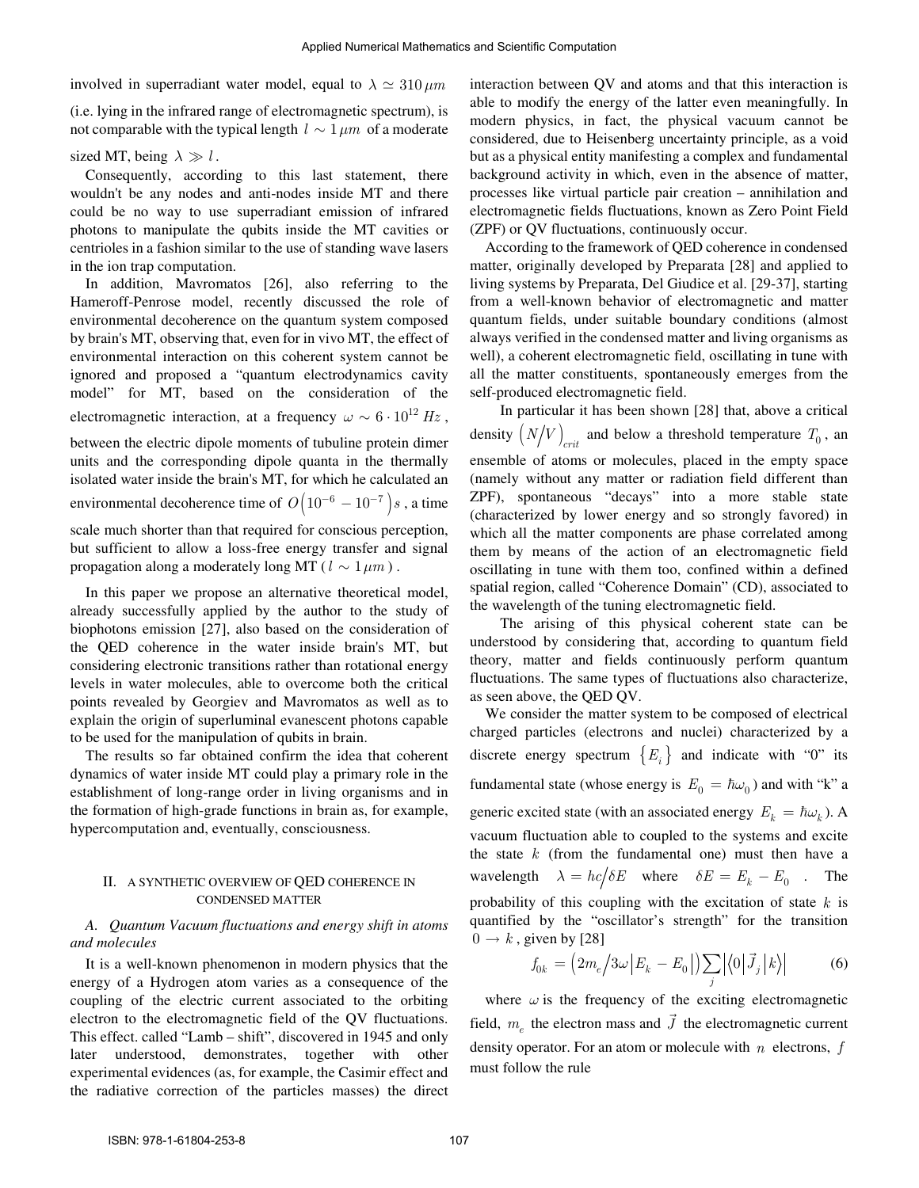involved in superradiant water model, equal to $\lambda \simeq 310\,\mu m$ (i.e. lying in the infrared range of electromagnetic spectrum), is not comparable with the typical length $l \sim 1\,\mu m$ of a moderate sized MT, being $\lambda \gg l$.

Consequently, according to this last statement, there wouldn't be any nodes and anti-nodes inside MT and there could be no way to use superradiant emission of infrared photons to manipulate the qubits inside the MT cavities or centrioles in a fashion similar to the use of standing wave lasers in the ion trap computation.

In addition, Mavromatos [26], also referring to the Hameroff-Penrose model, recently discussed the role of environmental decoherence on the quantum system composed by brain's MT, observing that, even for in vivo MT, the effect of environmental interaction on this coherent system cannot be ignored and proposed a "quantum electrodynamics cavity model" for MT, based on the consideration of the electromagnetic interaction, at a frequency $\omega \sim 6 \cdot 10^{12}\,Hz$, between the electric dipole moments of tubuline protein dimer units and the corresponding dipole quanta in the thermally isolated water inside the brain's MT, for which he calculated an environmental decoherence time of $O\left(10^{-6} - 10^{-7}\right)s$, a time scale much shorter than that required for conscious perception, but sufficient to allow a loss-free energy transfer and signal propagation along a moderately long MT ($l \sim 1\,\mu m$).

In this paper we propose an alternative theoretical model, already successfully applied by the author to the study of biophotons emission [27], also based on the consideration of the QED coherence in the water inside brain's MT, but considering electronic transitions rather than rotational energy levels in water molecules, able to overcome both the critical points revealed by Georgiev and Mavromatos as well as to explain the origin of superluminal evanescent photons capable to be used for the manipulation of qubits in brain.

The results so far obtained confirm the idea that coherent dynamics of water inside MT could play a primary role in the establishment of long-range order in living organisms and in the formation of high-grade functions in brain as, for example, hypercomputation and, eventually, consciousness.

## II. A Synthetic Overview of QED Coherence in Condensed Matter

### A. Quantum Vacuum fluctuations and energy shift in atoms and molecules

It is a well-known phenomenon in modern physics that the energy of a Hydrogen atom varies as a consequence of the coupling of the electric current associated to the orbiting electron to the electromagnetic field of the QV fluctuations. This effect. called "Lamb – shift", discovered in 1945 and only later understood, demonstrates, together with other experimental evidences (as, for example, the Casimir effect and the radiative correction of the particles masses) the direct interaction between QV and atoms and that this interaction is able to modify the energy of the latter even meaningfully. In modern physics, in fact, the physical vacuum cannot be considered, due to Heisenberg uncertainty principle, as a void but as a physical entity manifesting a complex and fundamental background activity in which, even in the absence of matter, processes like virtual particle pair creation – annihilation and electromagnetic fields fluctuations, known as Zero Point Field (ZPF) or QV fluctuations, continuously occur.

According to the framework of QED coherence in condensed matter, originally developed by Preparata [28] and applied to living systems by Preparata, Del Giudice et al. [29-37], starting from a well-known behavior of electromagnetic and matter quantum fields, under suitable boundary conditions (almost always verified in the condensed matter and living organisms as well), a coherent electromagnetic field, oscillating in tune with all the matter constituents, spontaneously emerges from the self-produced electromagnetic field.

In particular it has been shown [28] that, above a critical density $\left(N/V\right)_{crit}$ and below a threshold temperature $T_0$, an ensemble of atoms or molecules, placed in the empty space (namely without any matter or radiation field different than ZPF), spontaneous "decays" into a more stable state (characterized by lower energy and so strongly favored) in which all the matter components are phase correlated among them by means of the action of an electromagnetic field oscillating in tune with them too, confined within a defined spatial region, called "Coherence Domain" (CD), associated to the wavelength of the tuning electromagnetic field.

The arising of this physical coherent state can be understood by considering that, according to quantum field theory, matter and fields continuously perform quantum fluctuations. The same types of fluctuations also characterize, as seen above, the QED QV.

We consider the matter system to be composed of electrical charged particles (electrons and nuclei) characterized by a discrete energy spectrum $\left\{E_i\right\}$ and indicate with "0" its fundamental state (whose energy is $E_0 = \hbar\omega_0$) and with "k" a generic excited state (with an associated energy $E_k = \hbar\omega_k$). A vacuum fluctuation able to coupled to the systems and excite the state $k$ (from the fundamental one) must then have a wavelength $\lambda = hc/\delta E$ where $\delta E = E_k - E_0$. The probability of this coupling with the excitation of state $k$ is quantified by the "oscillator's strength" for the transition $0 \rightarrow k$, given by [28]

$$f_{0k} = \left(2m_e/3\omega\left|E_k - E_0\right|\right)\sum_j\left|\left\langle 0\left|\vec{J}_j\right|k\right\rangle\right| \tag{6}$$

where $\omega$ is the frequency of the exciting electromagnetic field, $m_e$ the electron mass and $\vec{J}$ the electromagnetic current density operator. For an atom or molecule with $n$ electrons, $f$ must follow the rule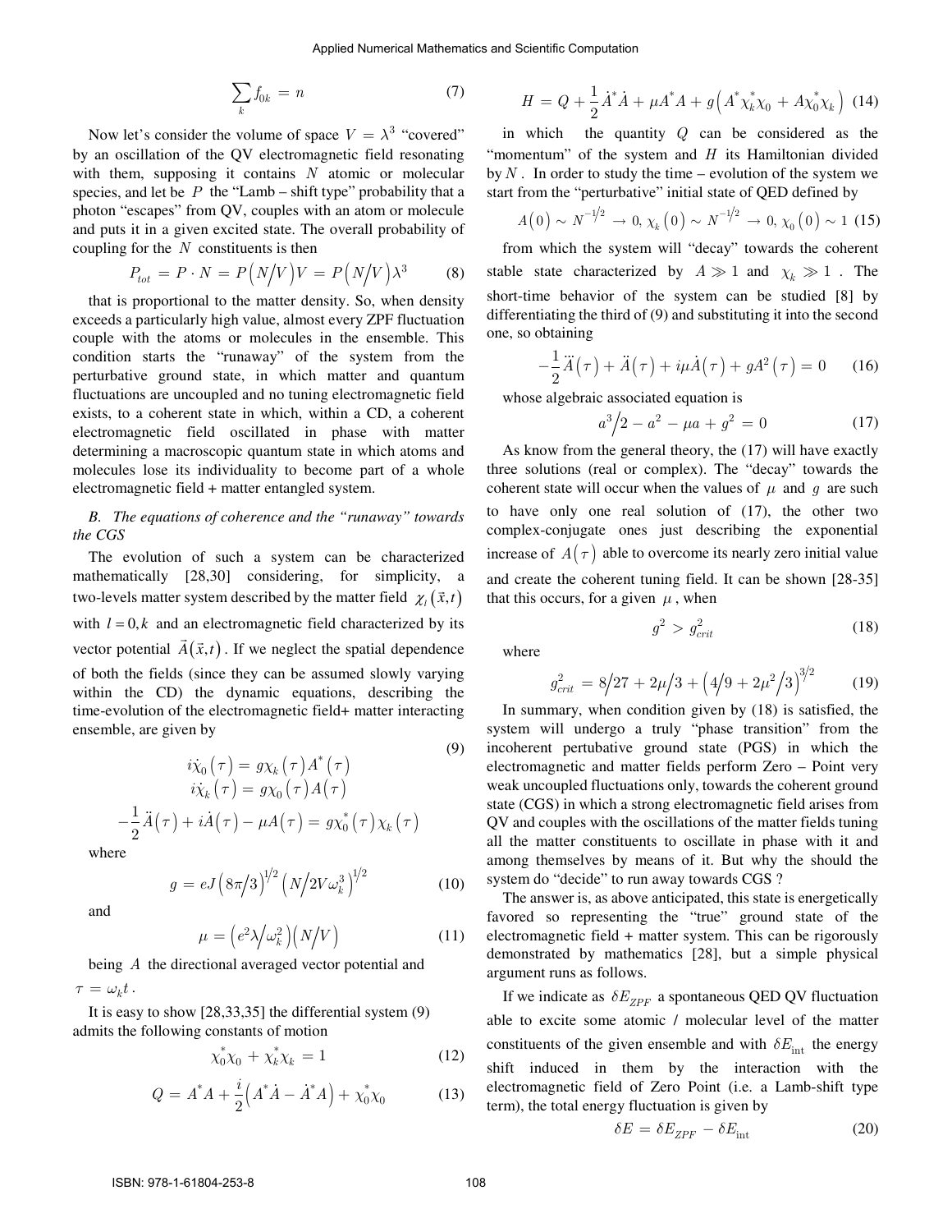$$\sum_k f_{0k} = n \tag{7}$$

Now let's consider the volume of space $V = \lambda^3$ "covered" by an oscillation of the QV electromagnetic field resonating with them, supposing it contains $N$ atomic or molecular species, and let be $P$ the "Lamb – shift type" probability that a photon "escapes" from QV, couples with an atom or molecule and puts it in a given excited state. The overall probability of coupling for the $N$ constituents is then

$$P_{tot} = P \cdot N = P\left(N/V\right)V = P\left(N/V\right)\lambda^3 \tag{8}$$

that is proportional to the matter density. So, when density exceeds a particularly high value, almost every ZPF fluctuation couple with the atoms or molecules in the ensemble. This condition starts the "runaway" of the system from the perturbative ground state, in which matter and quantum fluctuations are uncoupled and no tuning electromagnetic field exists, to a coherent state in which, within a CD, a coherent electromagnetic field oscillated in phase with matter determining a macroscopic quantum state in which atoms and molecules lose its individuality to become part of a whole electromagnetic field + matter entangled system.

### *B. The equations of coherence and the "runaway" towards the CGS*

The evolution of such a system can be characterized mathematically [28,30] considering, for simplicity, a two-levels matter system described by the matter field $\chi_l\left(\vec{x},t\right)$ with $l = 0, k$ and an electromagnetic field characterized by its vector potential $\vec{A}\left(\vec{x},t\right)$. If we neglect the spatial dependence of both the fields (since they can be assumed slowly varying within the CD) the dynamic equations, describing the time-evolution of the electromagnetic field+ matter interacting ensemble, are given by

$$\begin{gathered} i\dot{\chi}_0\left(\tau\right) = g\chi_k\left(\tau\right)A^*\left(\tau\right) \\ i\dot{\chi}_k\left(\tau\right) = g\chi_0\left(\tau\right)A\left(\tau\right) \\ -\frac{1}{2}\ddot{A}\left(\tau\right) + i\dot{A}\left(\tau\right) - \mu A\left(\tau\right) = g\chi_0^*\left(\tau\right)\chi_k\left(\tau\right) \end{gathered} \tag{9}$$

where

$$g = eJ\left(8\pi/3\right)^{1/2}\left(N/2V\omega_k^3\right)^{1/2} \tag{10}$$

and

$$\mu = \left(e^2\lambda/\omega_k^2\right)\left(N/V\right) \tag{11}$$

being $A$ the directional averaged vector potential and $\tau = \omega_k t$.

It is easy to show [28,33,35] the differential system (9) admits the following constants of motion

$$\chi_0^*\chi_0 + \chi_k^*\chi_k = 1 \tag{12}$$

$$Q = A^*A + \frac{i}{2}\left(A^*\dot{A} - \dot{A}^*A\right) + \chi_0^*\chi_0 \tag{13}$$

$$H = Q + \frac{1}{2}\dot{A}^*\dot{A} + \mu A^*A + g\left(A^*\chi_k^*\chi_0 + A\chi_0^*\chi_k\right) \tag{14}$$

in which the quantity $Q$ can be considered as the "momentum" of the system and $H$ its Hamiltonian divided by $N$. In order to study the time – evolution of the system we start from the "perturbative" initial state of QED defined by

$$A\left(0\right) \sim N^{-1/2} \to 0,\ \chi_k\left(0\right) \sim N^{-1/2} \to 0,\ \chi_0\left(0\right) \sim 1 \tag{15}$$

from which the system will "decay" towards the coherent stable state characterized by $A \gg 1$ and $\chi_k \gg 1$. The short-time behavior of the system can be studied [8] by differentiating the third of (9) and substituting it into the second one, so obtaining

$$-\frac{1}{2}\dddot{A}\left(\tau\right) + \ddot{A}\left(\tau\right) + i\mu\dot{A}\left(\tau\right) + gA^2\left(\tau\right) = 0 \tag{16}$$

whose algebraic associated equation is

$$a^3/2 - a^2 - \mu a + g^2 = 0 \tag{17}$$

As know from the general theory, the (17) will have exactly three solutions (real or complex). The "decay" towards the coherent state will occur when the values of $\mu$ and $g$ are such to have only one real solution of (17), the other two complex-conjugate ones just describing the exponential increase of $A\left(\tau\right)$ able to overcome its nearly zero initial value and create the coherent tuning field. It can be shown [28-35] that this occurs, for a given $\mu$, when

$$g^2 > g_{crit}^2 \tag{18}$$

where

$$g_{crit}^2 = 8/27 + 2\mu/3 + \left(4/9 + 2\mu^2/3\right)^{3/2} \tag{19}$$

In summary, when condition given by (18) is satisfied, the system will undergo a truly "phase transition" from the incoherent pertubative ground state (PGS) in which the electromagnetic and matter fields perform Zero – Point very weak uncoupled fluctuations only, towards the coherent ground state (CGS) in which a strong electromagnetic field arises from QV and couples with the oscillations of the matter fields tuning all the matter constituents to oscillate in phase with it and among themselves by means of it. But why the should the system do "decide" to run away towards CGS ?

The answer is, as above anticipated, this state is energetically favored so representing the "true" ground state of the electromagnetic field + matter system. This can be rigorously demonstrated by mathematics [28], but a simple physical argument runs as follows.

If we indicate as $\delta E_{ZPF}$ a spontaneous QED QV fluctuation able to excite some atomic / molecular level of the matter constituents of the given ensemble and with $\delta E_{\text{int}}$ the energy shift induced in them by the interaction with the electromagnetic field of Zero Point (i.e. a Lamb-shift type term), the total energy fluctuation is given by

$$\delta E = \delta E_{ZPF} - \delta E_{\text{int}} \tag{20}$$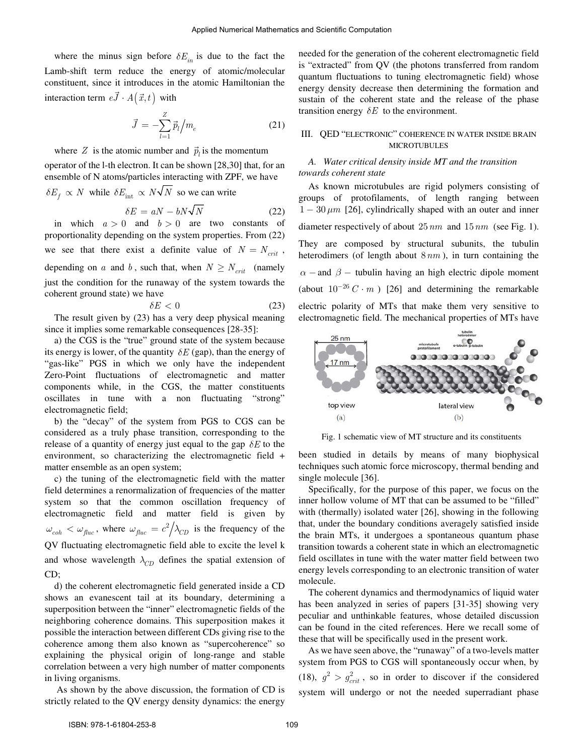where the minus sign before $\delta E_{in}$ is due to the fact the Lamb-shift term reduce the energy of atomic/molecular constituent, since it introduces in the atomic Hamiltonian the interaction term $e\vec{J} \cdot A(\vec{x},t)$ with

$$\vec{J} = -\sum_{l=1}^{Z} \vec{p}_l \Big/ m_e \tag{21}$$

where $Z$ is the atomic number and $\vec{p}_l$ is the momentum operator of the l-th electron. It can be shown [28,30] that, for an ensemble of N atoms/particles interacting with ZPF, we have $\delta E_f \propto N$ while $\delta E_{\text{int}} \propto N\sqrt{N}$ so we can write

$$\delta E = aN - bN\sqrt{N} \tag{22}$$

in which $a > 0$ and $b > 0$ are two constants of proportionality depending on the system properties. From (22) we see that there exist a definite value of $N = N_{crit}$, depending on $a$ and $b$, such that, when $N \geq N_{crit}$ (namely just the condition for the runaway of the system towards the coherent ground state) we have

$$\delta E < 0 \tag{23}$$

The result given by (23) has a very deep physical meaning since it implies some remarkable consequences [28-35]:

a) the CGS is the "true" ground state of the system because its energy is lower, of the quantity $\delta E$ (gap), than the energy of "gas-like" PGS in which we only have the independent Zero-Point fluctuations of electromagnetic and matter components while, in the CGS, the matter constituents oscillates in tune with a non fluctuating "strong" electromagnetic field;

b) the "decay" of the system from PGS to CGS can be considered as a truly phase transition, corresponding to the release of a quantity of energy just equal to the gap $\delta E$ to the environment, so characterizing the electromagnetic field + matter ensemble as an open system;

c) the tuning of the electromagnetic field with the matter field determines a renormalization of frequencies of the matter system so that the common oscillation frequency of electromagnetic field and matter field is given by $\omega_{coh} < \omega_{fluc}$, where $\omega_{fluc} = c^2 \big/ \lambda_{CD}$ is the frequency of the QV fluctuating electromagnetic field able to excite the level k and whose wavelength $\lambda_{CD}$ defines the spatial extension of CD;

d) the coherent electromagnetic field generated inside a CD shows an evanescent tail at its boundary, determining a superposition between the "inner" electromagnetic fields of the neighboring coherence domains. This superposition makes it possible the interaction between different CDs giving rise to the coherence among them also known as "supercoherence" so explaining the physical origin of long-range and stable correlation between a very high number of matter components in living organisms.

As shown by the above discussion, the formation of CD is strictly related to the QV energy density dynamics: the energy needed for the generation of the coherent electromagnetic field is "extracted" from QV (the photons transferred from random quantum fluctuations to tuning electromagnetic field) whose energy density decrease then determining the formation and sustain of the coherent state and the release of the phase transition energy $\delta E$ to the environment.

## III. QED "ELECTRONIC" COHERENCE IN WATER INSIDE BRAIN MICROTUBULES

### *A. Water critical density inside MT and the transition towards coherent state*

As known microtubules are rigid polymers consisting of groups of protofilaments, of length ranging between $1 - 30\,\mu m$ [26], cylindrically shaped with an outer and inner diameter respectively of about $25\,nm$ and $15\,nm$ (see Fig. 1). They are composed by structural subunits, the tubulin heterodimers (of length about $8\,nm$), in turn containing the $\alpha -$ and $\beta -$ tubulin having an high electric dipole moment (about $10^{-26}\,C \cdot m$) [26] and determining the remarkable electric polarity of MTs that make them very sensitive to electromagnetic field. The mechanical properties of MTs have been studied in details by means of many biophysical techniques such atomic force microscopy, thermal bending and single molecule [36].

Fig. 1 schematic view of MT structure and its constituents

Specifically, for the purpose of this paper, we focus on the inner hollow volume of MT that can be assumed to be "filled" with (thermally) isolated water [26], showing in the following that, under the boundary conditions averagely satisfied inside the brain MTs, it undergoes a spontaneous quantum phase transition towards a coherent state in which an electromagnetic field oscillates in tune with the water matter field between two energy levels corresponding to an electronic transition of water molecule.

The coherent dynamics and thermodynamics of liquid water has been analyzed in series of papers [31-35] showing very peculiar and unthinkable features, whose detailed discussion can be found in the cited references. Here we recall some of these that will be specifically used in the present work.

As we have seen above, the "runaway" of a two-levels matter system from PGS to CGS will spontaneously occur when, by (18), $g^2 > g^2_{crit}$, so in order to discover if the considered system will undergo or not the needed superradiant phase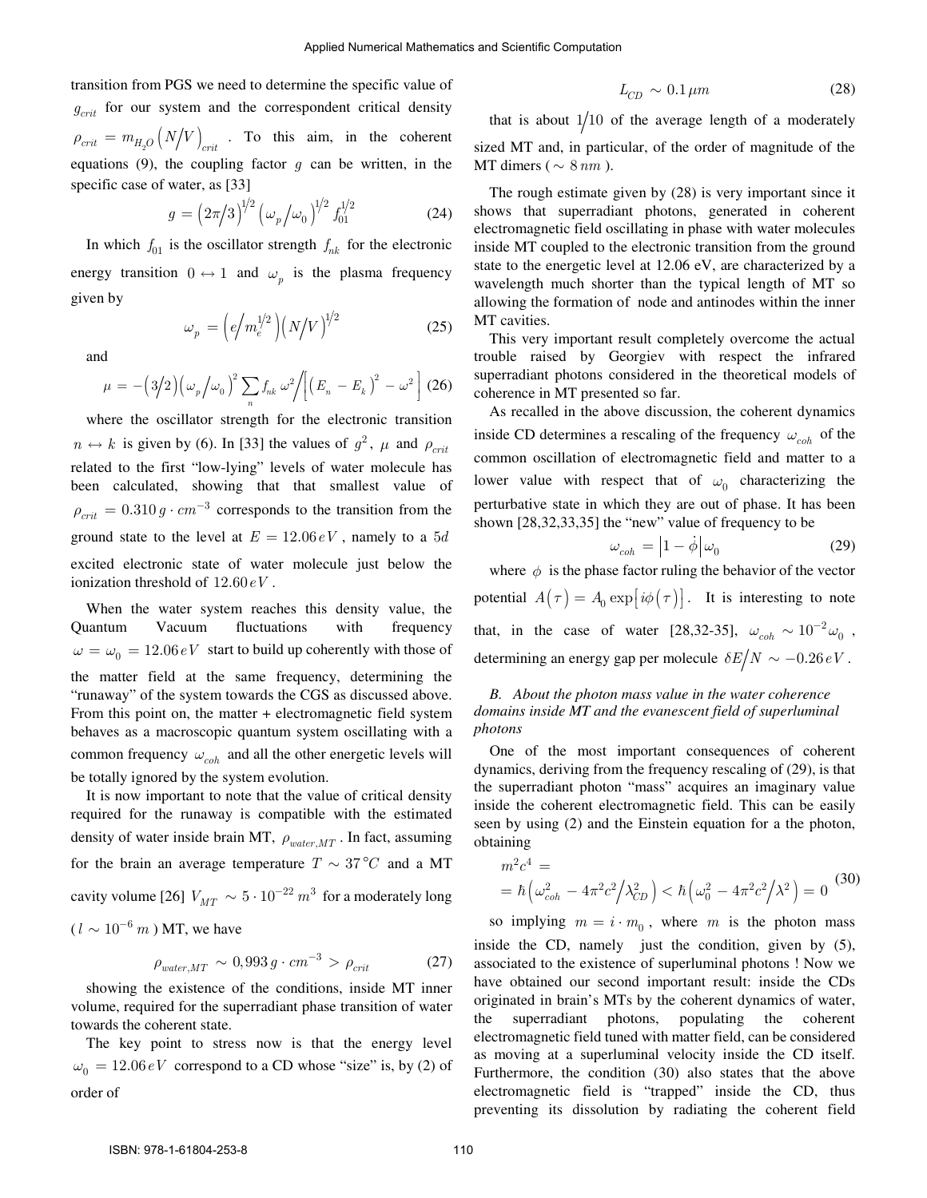transition from PGS we need to determine the specific value of $g_{crit}$ for our system and the correspondent critical density $\rho_{crit} = m_{H_2O}\left(N/V\right)_{crit}$. To this aim, in the coherent equations (9), the coupling factor $g$ can be written, in the specific case of water, as [33]

$$g = \left(2\pi/3\right)^{1/2}\left(\omega_p/\omega_0\right)^{1/2} f_{01}^{1/2} \quad (24)$$

In which $f_{01}$ is the oscillator strength $f_{nk}$ for the electronic energy transition $0 \leftrightarrow 1$ and $\omega_p$ is the plasma frequency given by

$$\omega_p = \left(e/m_e^{1/2}\right)\left(N/V\right)^{1/2} \quad (25)$$

and

$$\mu = -\left(3/2\right)\left(\omega_p/\omega_0\right)^2 \sum_n f_{nk}\, \omega^2 \Big/ \left[\left(E_n - E_k\right)^2 - \omega^2\right] \quad (26)$$

where the oscillator strength for the electronic transition $n \leftrightarrow k$ is given by (6). In [33] the values of $g^2$, $\mu$ and $\rho_{crit}$ related to the first "low-lying" levels of water molecule has been calculated, showing that that smallest value of $\rho_{crit} = 0.310\, g \cdot cm^{-3}$ corresponds to the transition from the ground state to the level at $E = 12.06\, eV$, namely to a $5d$ excited electronic state of water molecule just below the ionization threshold of $12.60\, eV$.

When the water system reaches this density value, the Quantum Vacuum fluctuations with frequency $\omega = \omega_0 = 12.06\, eV$ start to build up coherently with those of the matter field at the same frequency, determining the "runaway" of the system towards the CGS as discussed above. From this point on, the matter + electromagnetic field system behaves as a macroscopic quantum system oscillating with a common frequency $\omega_{coh}$ and all the other energetic levels will be totally ignored by the system evolution.

It is now important to note that the value of critical density required for the runaway is compatible with the estimated density of water inside brain MT, $\rho_{water,MT}$. In fact, assuming for the brain an average temperature $T \sim 37\,°C$ and a MT cavity volume [26] $V_{MT} \sim 5 \cdot 10^{-22}\, m^3$ for a moderately long ($l \sim 10^{-6}\, m$) MT, we have

$$\rho_{water,MT} \sim 0,993\, g \cdot cm^{-3} > \rho_{crit} \quad (27)$$

showing the existence of the conditions, inside MT inner volume, required for the superradiant phase transition of water towards the coherent state.

The key point to stress now is that the energy level $\omega_0 = 12.06\, eV$ correspond to a CD whose "size" is, by (2) of order of

$$L_{CD} \sim 0.1\, \mu m \quad (28)$$

that is about $1/10$ of the average length of a moderately sized MT and, in particular, of the order of magnitude of the MT dimers ($\sim 8\, nm$).

The rough estimate given by (28) is very important since it shows that superradiant photons, generated in coherent electromagnetic field oscillating in phase with water molecules inside MT coupled to the electronic transition from the ground state to the energetic level at 12.06 eV, are characterized by a wavelength much shorter than the typical length of MT so allowing the formation of node and antinodes within the inner MT cavities.

This very important result completely overcome the actual trouble raised by Georgiev with respect the infrared superradiant photons considered in the theoretical models of coherence in MT presented so far.

As recalled in the above discussion, the coherent dynamics inside CD determines a rescaling of the frequency $\omega_{coh}$ of the common oscillation of electromagnetic field and matter to a lower value with respect that of $\omega_0$ characterizing the perturbative state in which they are out of phase. It has been shown [28,32,33,35] the "new" value of frequency to be

$$\omega_{coh} = \left|1 - \dot{\phi}\right|\omega_0 \quad (29)$$

where $\phi$ is the phase factor ruling the behavior of the vector potential $A(\tau) = A_0 \exp\left[i\phi(\tau)\right]$. It is interesting to note that, in the case of water [28,32-35], $\omega_{coh} \sim 10^{-2}\omega_0$, determining an energy gap per molecule $\delta E/N \sim -0.26\, eV$.

### B. About the photon mass value in the water coherence domains inside MT and the evanescent field of superluminal photons

One of the most important consequences of coherent dynamics, deriving from the frequency rescaling of (29), is that the superradiant photon "mass" acquires an imaginary value inside the coherent electromagnetic field. This can be easily seen by using (2) and the Einstein equation for a the photon, obtaining

$$m^2c^4 = \hbar\left(\omega_{coh}^2 - 4\pi^2c^2/\lambda_{CD}^2\right) < \hbar\left(\omega_0^2 - 4\pi^2c^2/\lambda^2\right) = 0 \quad (30)$$

so implying $m = i \cdot m_0$, where $m$ is the photon mass inside the CD, namely just the condition, given by (5), associated to the existence of superluminal photons ! Now we have obtained our second important result: inside the CDs originated in brain's MTs by the coherent dynamics of water, the superradiant photons, populating the coherent electromagnetic field tuned with matter field, can be considered as moving at a superluminal velocity inside the CD itself. Furthermore, the condition (30) also states that the above electromagnetic field is "trapped" inside the CD, thus preventing its dissolution by radiating the coherent field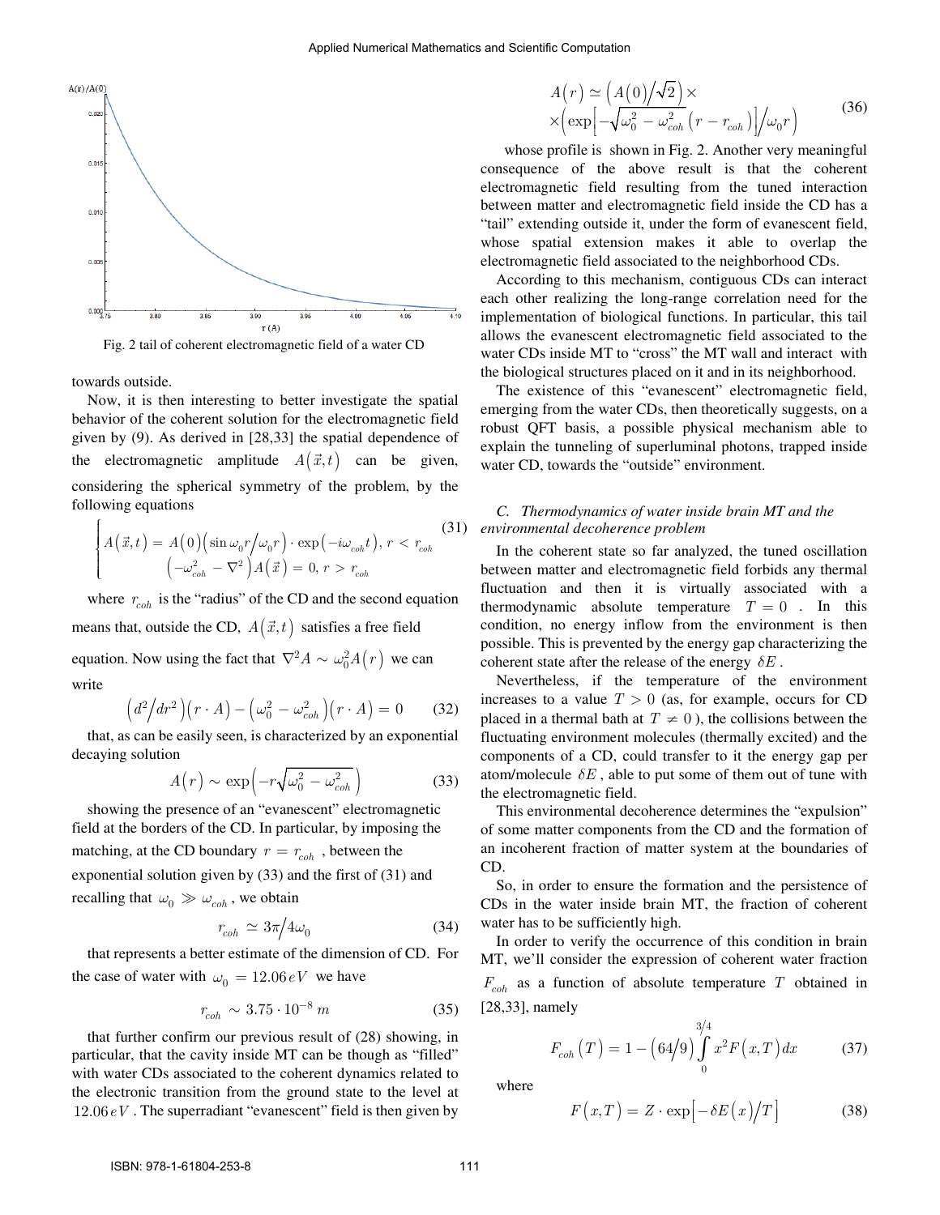Fig. 2 tail of coherent electromagnetic field of a water CD

towards outside.

Now, it is then interesting to better investigate the spatial behavior of the coherent solution for the electromagnetic field given by (9). As derived in [28,33] the spatial dependence of the electromagnetic amplitude $A(\vec{x},t)$ can be given, considering the spherical symmetry of the problem, by the following equations

$$\begin{cases} A(\vec{x},t) = A(0)\left(\sin \omega_0 r / \omega_0 r\right) \cdot \exp\left(-i\omega_{coh} t\right), \, r < r_{coh} \\ \left(-\omega_{coh}^2 - \nabla^2\right) A(\vec{x}) = 0, \, r > r_{coh} \end{cases} \tag{31}$$

where $r_{coh}$ is the "radius" of the CD and the second equation means that, outside the CD, $A(\vec{x},t)$ satisfies a free field equation. Now using the fact that $\nabla^2 A \sim \omega_0^2 A(r)$ we can write

$$\left(d^2/dr^2\right)(r \cdot A) - \left(\omega_0^2 - \omega_{coh}^2\right)(r \cdot A) = 0 \tag{32}$$

that, as can be easily seen, is characterized by an exponential decaying solution

$$A(r) \sim \exp\left(-r\sqrt{\omega_0^2 - \omega_{coh}^2}\right) \tag{33}$$

showing the presence of an "evanescent" electromagnetic field at the borders of the CD. In particular, by imposing the matching, at the CD boundary $r = r_{coh}$, between the exponential solution given by (33) and the first of (31) and recalling that $\omega_0 \gg \omega_{coh}$, we obtain

$$r_{coh} \simeq 3\pi/4\omega_0 \tag{34}$$

that represents a better estimate of the dimension of CD. For the case of water with $\omega_0 = 12.06\, eV$ we have

$$r_{coh} \sim 3.75 \cdot 10^{-8}\, m \tag{35}$$

that further confirm our previous result of (28) showing, in particular, that the cavity inside MT can be though as "filled" with water CDs associated to the coherent dynamics related to the electronic transition from the ground state to the level at $12.06\, eV$. The superradiant "evanescent" field is then given by

$$A(r) \simeq \left(A(0)/\sqrt{2}\right) \times \times\left(\exp\left[-\sqrt{\omega_0^2 - \omega_{coh}^2}\left(r - r_{coh}\right)\right]/\omega_0 r\right) \tag{36}$$

whose profile is shown in Fig. 2. Another very meaningful consequence of the above result is that the coherent electromagnetic field resulting from the tuned interaction between matter and electromagnetic field inside the CD has a "tail" extending outside it, under the form of evanescent field, whose spatial extension makes it able to overlap the electromagnetic field associated to the neighborhood CDs.

According to this mechanism, contiguous CDs can interact each other realizing the long-range correlation need for the implementation of biological functions. In particular, this tail allows the evanescent electromagnetic field associated to the water CDs inside MT to "cross" the MT wall and interact with the biological structures placed on it and in its neighborhood.

The existence of this "evanescent" electromagnetic field, emerging from the water CDs, then theoretically suggests, on a robust QFT basis, a possible physical mechanism able to explain the tunneling of superluminal photons, trapped inside water CD, towards the "outside" environment.

### *C. Thermodynamics of water inside brain MT and the environmental decoherence problem*

In the coherent state so far analyzed, the tuned oscillation between matter and electromagnetic field forbids any thermal fluctuation and then it is virtually associated with a thermodynamic absolute temperature $T = 0$. In this condition, no energy inflow from the environment is then possible. This is prevented by the energy gap characterizing the coherent state after the release of the energy $\delta E$.

Nevertheless, if the temperature of the environment increases to a value $T > 0$ (as, for example, occurs for CD placed in a thermal bath at $T \neq 0$), the collisions between the fluctuating environment molecules (thermally excited) and the components of a CD, could transfer to it the energy gap per atom/molecule $\delta E$, able to put some of them out of tune with the electromagnetic field.

This environmental decoherence determines the "expulsion" of some matter components from the CD and the formation of an incoherent fraction of matter system at the boundaries of CD.

So, in order to ensure the formation and the persistence of CDs in the water inside brain MT, the fraction of coherent water has to be sufficiently high.

In order to verify the occurrence of this condition in brain MT, we'll consider the expression of coherent water fraction $F_{coh}$ as a function of absolute temperature $T$ obtained in [28,33], namely

$$F_{coh}(T) = 1 - \left(64/9\right)\int_0^{3/4} x^2 F(x,T)\, dx \tag{37}$$

where

$$F(x,T) = Z \cdot \exp\left[-\delta E(x)/T\right] \tag{38}$$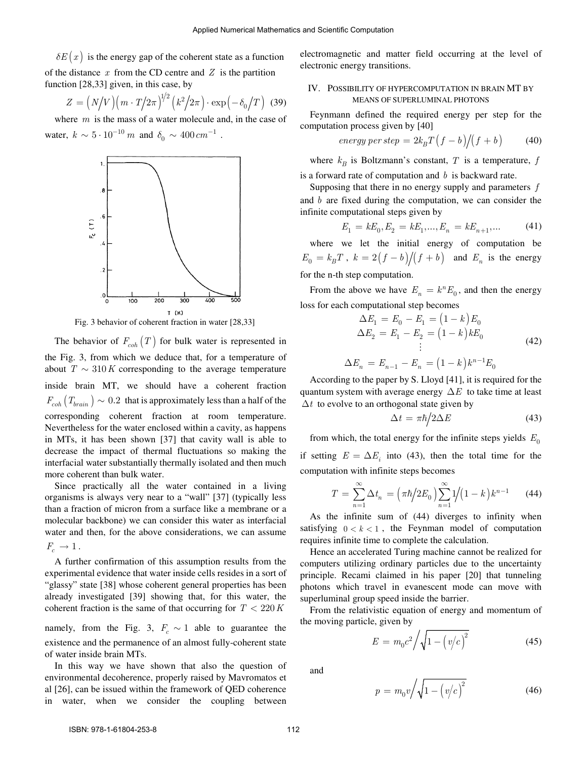$\delta E(x)$ is the energy gap of the coherent state as a function of the distance $x$ from the CD centre and $Z$ is the partition function [28,33] given, in this case, by

$$Z = \left(N/V\right)\left(m \cdot T/2\pi\right)^{1/2}\left(k^2/2\pi\right) \cdot \exp\left(-\delta_0/T\right) \quad (39)$$

where $m$ is the mass of a water molecule and, in the case of water, $k \sim 5 \cdot 10^{-10}\, m$ and $\delta_0 \sim 400\, cm^{-1}$.

Fig. 3 behavior of coherent fraction in water [28,33]

The behavior of $F_{coh}(T)$ for bulk water is represented in the Fig. 3, from which we deduce that, for a temperature of about $T \sim 310\, K$ corresponding to the average temperature inside brain MT, we should have a coherent fraction $F_{coh}(T_{brain}) \sim 0.2$ that is approximately less than a half of the corresponding coherent fraction at room temperature. Nevertheless for the water enclosed within a cavity, as happens in MTs, it has been shown [37] that cavity wall is able to decrease the impact of thermal fluctuations so making the interfacial water substantially thermally isolated and then much more coherent than bulk water.

Since practically all the water contained in a living organisms is always very near to a "wall" [37] (typically less than a fraction of micron from a surface like a membrane or a molecular backbone) we can consider this water as interfacial water and then, for the above considerations, we can assume $F_c \to 1$.

A further confirmation of this assumption results from the experimental evidence that water inside cells resides in a sort of "glassy" state [38] whose coherent general properties has been already investigated [39] showing that, for this water, the coherent fraction is the same of that occurring for $T < 220\, K$ namely, from the Fig. 3, $F_c \sim 1$ able to guarantee the existence and the permanence of an almost fully-coherent state of water inside brain MTs.

In this way we have shown that also the question of environmental decoherence, properly raised by Mavromatos et al [26], can be issued within the framework of QED coherence in water, when we consider the coupling between electromagnetic and matter field occurring at the level of electronic energy transitions.

## IV. Possibility of Hypercomputation in Brain MT by Means of Superluminal Photons

Feynmann defined the required energy per step for the computation process given by [40]

$$energy\ per\ step = 2k_B T\left(f - b\right)/\left(f + b\right) \quad (40)$$

where $k_B$ is Boltzmann's constant, $T$ is a temperature, $f$ is a forward rate of computation and $b$ is backward rate.

Supposing that there in no energy supply and parameters $f$ and $b$ are fixed during the computation, we can consider the infinite computational steps given by

$$E_1 = kE_0, E_2 = kE_1, ..., E_n = kE_{n+1}, ... \quad (41)$$

where we let the initial energy of computation be $E_0 = k_B T$, $k = 2\left(f - b\right)/\left(f + b\right)$ and $E_n$ is the energy for the n-th step computation.

From the above we have $E_n = k^n E_0$, and then the energy loss for each computational step becomes

$$\begin{aligned} \Delta E_1 &= E_0 - E_1 = \left(1 - k\right)E_0 \\ \Delta E_2 &= E_1 - E_2 = \left(1 - k\right)kE_0 \\ &\vdots \\ \Delta E_n &= E_{n-1} - E_n = \left(1 - k\right)k^{n-1}E_0 \end{aligned} \quad (42)$$

According to the paper by S. Lloyd [41], it is required for the quantum system with average energy $\Delta E$ to take time at least $\Delta t$ to evolve to an orthogonal state given by

$$\Delta t = \pi\hbar/2\Delta E \quad (43)$$

from which, the total energy for the infinite steps yields $E_0$ if setting $E = \Delta E_i$ into (43), then the total time for the computation with infinite steps becomes

$$T = \sum_{n=1}^{\infty} \Delta t_n = \left(\pi\hbar/2E_0\right)\sum_{n=1}^{\infty} 1/\left(1 - k\right)k^{n-1} \quad (44)$$

As the infinite sum of (44) diverges to infinity when satisfying $0 < k < 1$, the Feynman model of computation requires infinite time to complete the calculation.

Hence an accelerated Turing machine cannot be realized for computers utilizing ordinary particles due to the uncertainty principle. Recami claimed in his paper [20] that tunneling photons which travel in evanescent mode can move with superluminal group speed inside the barrier.

From the relativistic equation of energy and momentum of the moving particle, given by

$$E = m_0 c^2 / \sqrt{1 - \left(v/c\right)^2} \quad (45)$$

and

$$p = m_0 v / \sqrt{1 - \left(v/c\right)^2} \quad (46)$$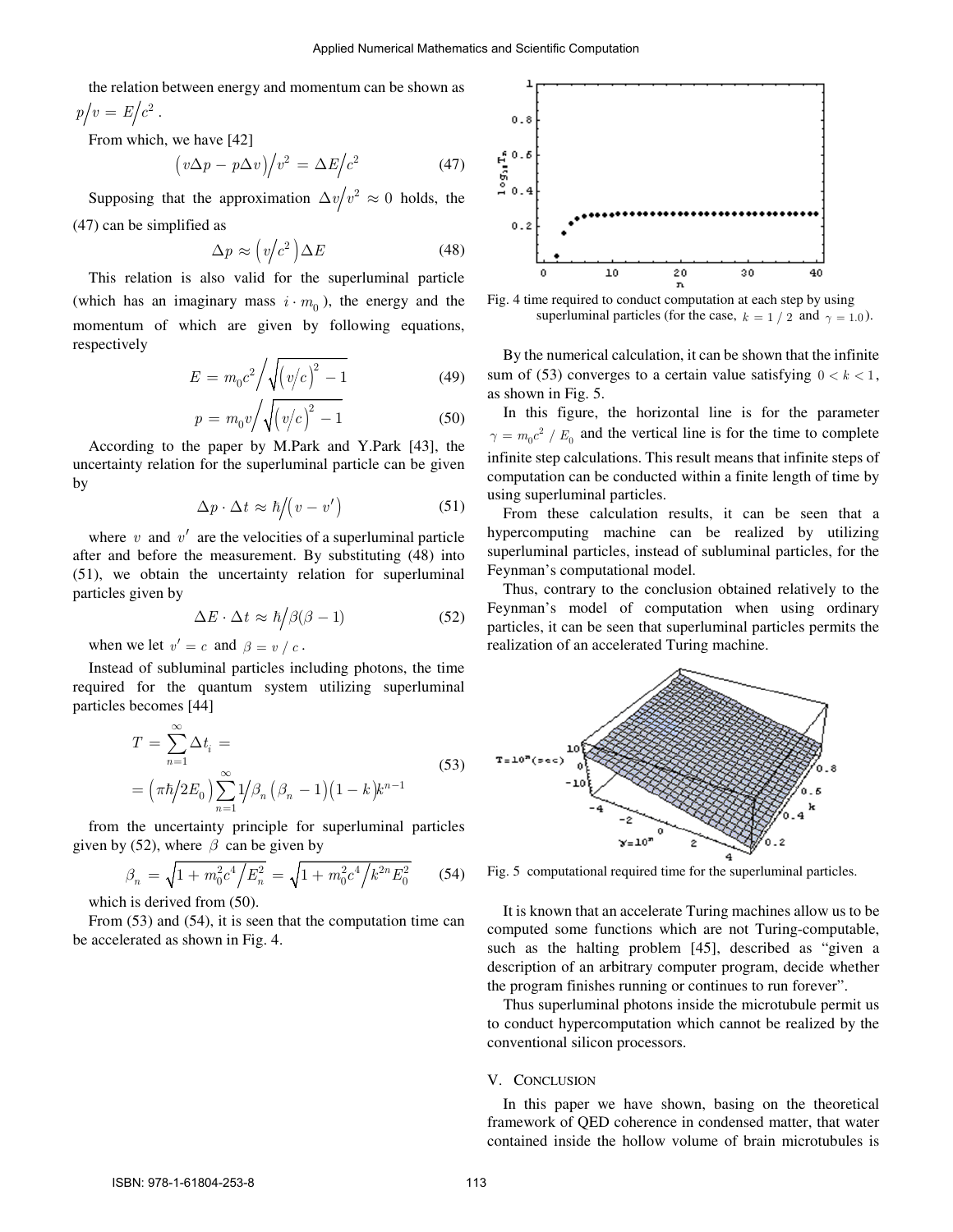the relation between energy and momentum can be shown as $p/v = E/c^2$.

From which, we have [42]

$$\left(v\Delta p - p\Delta v\right)/v^2 = \Delta E/c^2 \tag{47}$$

Supposing that the approximation $\Delta v/v^2 \approx 0$ holds, the (47) can be simplified as

$$\Delta p \approx \left(v/c^2\right)\Delta E \tag{48}$$

This relation is also valid for the superluminal particle (which has an imaginary mass $i \cdot m_0$), the energy and the momentum of which are given by following equations, respectively

$$E = m_0 c^2 \Big/ \sqrt{\left(v/c\right)^2 - 1} \tag{49}$$

$$p = m_0 v \Big/ \sqrt{\left(v/c\right)^2 - 1} \tag{50}$$

According to the paper by M.Park and Y.Park [43], the uncertainty relation for the superluminal particle can be given by

$$\Delta p \cdot \Delta t \approx \hbar / \left(v - v'\right) \tag{51}$$

where $v$ and $v'$ are the velocities of a superluminal particle after and before the measurement. By substituting (48) into (51), we obtain the uncertainty relation for superluminal particles given by

$$\Delta E \cdot \Delta t \approx \hbar / \beta(\beta - 1) \tag{52}$$

when we let $v' = c$ and $\beta = v / c$.

Instead of subluminal particles including photons, the time required for the quantum system utilizing superluminal particles becomes [44]

$$\begin{aligned} T &= \sum_{n=1}^{\infty} \Delta t_i = \\ &= \left(\pi\hbar / 2E_0\right) \sum_{n=1}^{\infty} 1 / \beta_n \left(\beta_n - 1\right)\left(1 - k\right)k^{n-1} \end{aligned} \tag{53}$$

from the uncertainty principle for superluminal particles given by (52), where $\beta$ can be given by

$$\beta_n = \sqrt{1 + m_0^2 c^4 / E_n^2} = \sqrt{1 + m_0^2 c^4 / k^{2n} E_0^2} \tag{54}$$

which is derived from (50).

From (53) and (54), it is seen that the computation time can be accelerated as shown in Fig. 4.

Fig. 4 time required to conduct computation at each step by using superluminal particles (for the case, $k = 1/2$ and $\gamma = 1.0$).

By the numerical calculation, it can be shown that the infinite sum of (53) converges to a certain value satisfying $0 < k < 1$, as shown in Fig. 5.

In this figure, the horizontal line is for the parameter $\gamma = m_0 c^2 / E_0$ and the vertical line is for the time to complete infinite step calculations. This result means that infinite steps of computation can be conducted within a finite length of time by using superluminal particles.

From these calculation results, it can be seen that a hypercomputing machine can be realized by utilizing superluminal particles, instead of subluminal particles, for the Feynman's computational model.

Thus, contrary to the conclusion obtained relatively to the Feynman's model of computation when using ordinary particles, it can be seen that superluminal particles permits the realization of an accelerated Turing machine.

Fig. 5 computational required time for the superluminal particles.

It is known that an accelerate Turing machines allow us to be computed some functions which are not Turing-computable, such as the halting problem [45], described as "given a description of an arbitrary computer program, decide whether the program finishes running or continues to run forever".

Thus superluminal photons inside the microtubule permit us to conduct hypercomputation which cannot be realized by the conventional silicon processors.

## V. Conclusion

In this paper we have shown, basing on the theoretical framework of QED coherence in condensed matter, that water contained inside the hollow volume of brain microtubules is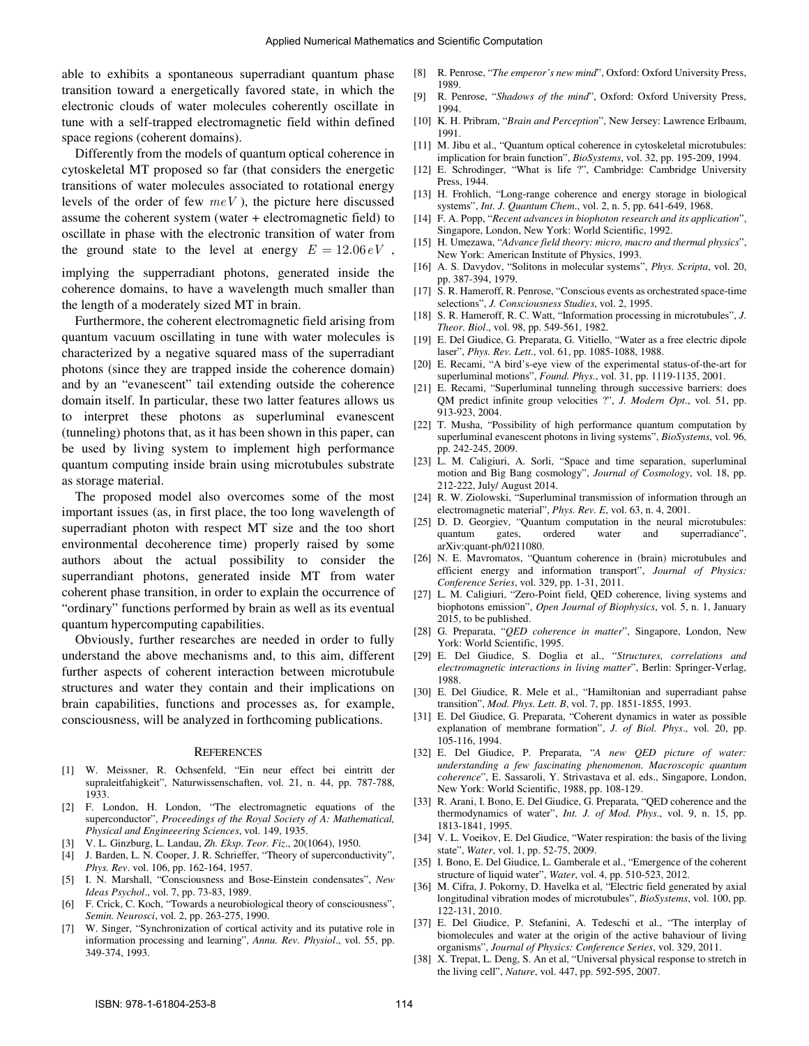able to exhibits a spontaneous superradiant quantum phase transition toward a energetically favored state, in which the electronic clouds of water molecules coherently oscillate in tune with a self-trapped electromagnetic field within defined space regions (coherent domains).

Differently from the models of quantum optical coherence in cytoskeletal MT proposed so far (that considers the energetic transitions of water molecules associated to rotational energy levels of the order of few $meV$ ), the picture here discussed assume the coherent system (water + electromagnetic field) to oscillate in phase with the electronic transition of water from the ground state to the level at energy $E = 12.06\,eV$ , implying the supperradiant photons, generated inside the coherence domains, to have a wavelength much smaller than the length of a moderately sized MT in brain.

Furthermore, the coherent electromagnetic field arising from quantum vacuum oscillating in tune with water molecules is characterized by a negative squared mass of the superradiant photons (since they are trapped inside the coherence domain) and by an "evanescent" tail extending outside the coherence domain itself. In particular, these two latter features allows us to interpret these photons as superluminal evanescent (tunneling) photons that, as it has been shown in this paper, can be used by living system to implement high performance quantum computing inside brain using microtubules substrate as storage material.

The proposed model also overcomes some of the most important issues (as, in first place, the too long wavelength of superradiant photon with respect MT size and the too short environmental decoherence time) properly raised by some authors about the actual possibility to consider the superrandiant photons, generated inside MT from water coherent phase transition, in order to explain the occurrence of "ordinary" functions performed by brain as well as its eventual quantum hypercomputing capabilities.

Obviously, further researches are needed in order to fully understand the above mechanisms and, to this aim, different further aspects of coherent interaction between microtubule structures and water they contain and their implications on brain capabilities, functions and processes as, for example, consciousness, will be analyzed in forthcoming publications.

## REFERENCES

[1] W. Meissner, R. Ochsenfeld, "Ein neur effect bei eintritt der supraleitfahigkeit", Naturwissenschaften, vol. 21, n. 44, pp. 787-788, 1933.

[2] F. London, H. London, "The electromagnetic equations of the superconductor", *Proceedings of the Royal Society of A: Mathematical, Physical and Engineeering Sciences*, vol. 149, 1935.

[3] V. L. Ginzburg, L. Landau, *Zh. Eksp. Teor. Fiz*., 20(1064), 1950.

[4] J. Barden, L. N. Cooper, J. R. Schrieffer, "Theory of superconductivity", *Phys. Rev*. vol. 106, pp. 162-164, 1957.

[5] I. N. Marshall, "Consciousness and Bose-Einstein condensates", *New Ideas Psychol*., vol. 7, pp. 73-83, 1989.

[6] F. Crick, C. Koch, "Towards a neurobiological theory of consciousness", *Semin. Neurosci*, vol. 2, pp. 263-275, 1990.

[7] W. Singer, "Synchronization of cortical activity and its putative role in information processing and learning", *Annu. Rev. Physiol*., vol. 55, pp. 349-374, 1993.

[8] R. Penrose, "*The emperor's new mind*", Oxford: Oxford University Press, 1989.

[9] R. Penrose, "*Shadows of the mind*", Oxford: Oxford University Press, 1994.

[10] K. H. Pribram, "*Brain and Perception*", New Jersey: Lawrence Erlbaum, 1991.

[11] M. Jibu et al., "Quantum optical coherence in cytoskeletal microtubules: implication for brain function", *BioSystems*, vol. 32, pp. 195-209, 1994.

[12] E. Schrodinger, "What is life ?", Cambridge: Cambridge University Press, 1944.

[13] H. Frohlich, "Long-range coherence and energy storage in biological systems", *Int. J. Quantum Chem*., vol. 2, n. 5, pp. 641-649, 1968.

[14] F. A. Popp, "*Recent advances in biophoton research and its application*", Singapore, London, New York: World Scientific, 1992.

[15] H. Umezawa, "*Advance field theory: micro, macro and thermal physics*", New York: American Institute of Physics, 1993.

[16] A. S. Davydov, "Solitons in molecular systems", *Phys. Scripta*, vol. 20, pp. 387-394, 1979.

[17] S. R. Hameroff, R. Penrose, "Conscious events as orchestrated space-time selections", *J. Consciousness Studies*, vol. 2, 1995.

[18] S. R. Hameroff, R. C. Watt, "Information processing in microtubules", *J. Theor. Biol*., vol. 98, pp. 549-561, 1982.

[19] E. Del Giudice, G. Preparata, G. Vitiello, "Water as a free electric dipole laser", *Phys. Rev. Lett*., vol. 61, pp. 1085-1088, 1988.

[20] E. Recami, "A bird's-eye view of the experimental status-of-the-art for superluminal motions", *Found. Phys*., vol. 31, pp. 1119-1135, 2001.

[21] E. Recami, "Superluminal tunneling through successive barriers: does QM predict infinite group velocities ?", *J. Modern Opt*., vol. 51, pp. 913-923, 2004.

[22] T. Musha, "Possibility of high performance quantum computation by superluminal evanescent photons in living systems", *BioSystems*, vol. 96, pp. 242-245, 2009.

[23] L. M. Caligiuri, A. Sorli, "Space and time separation, superluminal motion and Big Bang cosmology", *Journal of Cosmology*, vol. 18, pp. 212-222, July/ August 2014.

[24] R. W. Ziolowski, "Superluminal transmission of information through an electromagnetic material", *Phys. Rev. E*, vol. 63, n. 4, 2001.

[25] D. D. Georgiev, "Quantum computation in the neural microtubules: quantum gates, ordered water and superradiance", arXiv:quant-ph/0211080.

[26] N. E. Mavromatos, "Quantum coherence in (brain) microtubules and efficient energy and information transport", *Journal of Physics: Conference Series*, vol. 329, pp. 1-31, 2011.

[27] L. M. Caligiuri, "Zero-Point field, QED coherence, living systems and biophotons emission", *Open Journal of Biophysics*, vol. 5, n. 1, January 2015, to be published.

[28] G. Preparata, "*QED coherence in matter*", Singapore, London, New York: World Scientific, 1995.

[29] E. Del Giudice, S. Doglia et al., "*Structures, correlations and electromagnetic interactions in living matter*", Berlin: Springer-Verlag, 1988.

[30] E. Del Giudice, R. Mele et al., "Hamiltonian and superradiant pahse transition", *Mod. Phys. Lett. B*, vol. 7, pp. 1851-1855, 1993.

[31] E. Del Giudice, G. Preparata, "Coherent dynamics in water as possible explanation of membrane formation", *J. of Biol. Phys*., vol. 20, pp. 105-116, 1994.

[32] E. Del Giudice, P. Preparata, "*A new QED picture of water: understanding a few fascinating phenomenon. Macroscopic quantum coherence*", E. Sassaroli, Y. Strivastava et al. eds., Singapore, London, New York: World Scientific, 1988, pp. 108-129.

[33] R. Arani, I. Bono, E. Del Giudice, G. Preparata, "QED coherence and the thermodynamics of water", *Int. J. of Mod. Phys*., vol. 9, n. 15, pp. 1813-1841, 1995.

[34] V. L. Voeikov, E. Del Giudice, "Water respiration: the basis of the living state", *Water*, vol. 1, pp. 52-75, 2009.

[35] I. Bono, E. Del Giudice, L. Gamberale et al., "Emergence of the coherent structure of liquid water", *Water*, vol. 4, pp. 510-523, 2012.

[36] M. Cifra, J. Pokorny, D. Havelka et al, "Electric field generated by axial longitudinal vibration modes of microtubules", *BioSystems*, vol. 100, pp. 122-131, 2010.

[37] E. Del Giudice, P. Stefanini, A. Tedeschi et al., "The interplay of biomolecules and water at the origin of the active bahaviour of living organisms", *Journal of Physics: Conference Series*, vol. 329, 2011.

[38] X. Trepat, L. Deng, S. An et al, "Universal physical response to stretch in the living cell", *Nature*, vol. 447, pp. 592-595, 2007.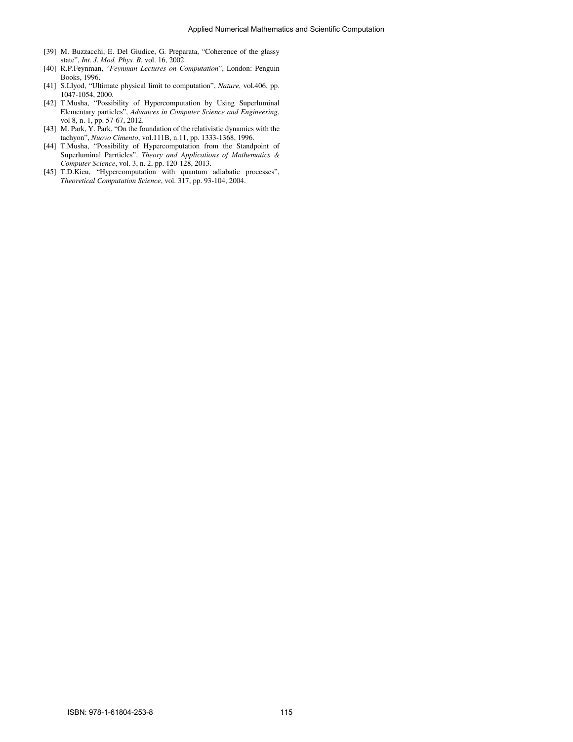[39] M. Buzzacchi, E. Del Giudice, G. Preparata, "Coherence of the glassy state", *Int. J. Mod. Phys. B*, vol. 16, 2002.

[40] R.P.Feynman, "*Feynman Lectures on Computation*", London: Penguin Books, 1996.

[41] S.Llyod, "Ultimate physical limit to computation", *Nature*, vol.406, pp. 1047-1054, 2000.

[42] T.Musha, "Possibility of Hypercomputation by Using Superluminal Elementary particles", *Advances in Computer Science and Engineering*, vol 8, n. 1, pp. 57-67, 2012.

[43] M. Park, Y. Park, "On the foundation of the relativistic dynamics with the tachyon", *Nuovo Cimento*, vol.111B, n.11, pp. 1333-1368, 1996.

[44] T.Musha, "Possibility of Hypercomputation from the Standpoint of Superluminal Parrticles", *Theory and Applications of Mathematics & Computer Science*, vol. 3, n. 2, pp. 120-128, 2013.

[45] T.D.Kieu, "Hypercomputation with quantum adiabatic processes", *Theoretical Computation Science*, vol. 317, pp. 93-104, 2004.